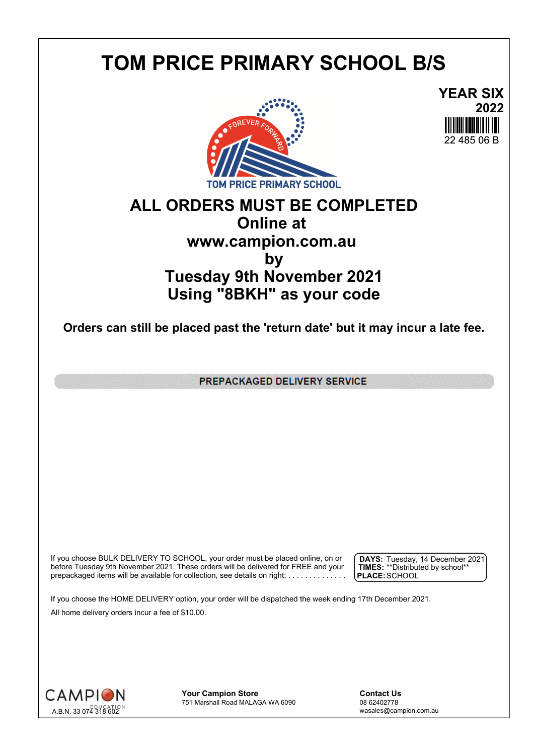# TOM PRICE PRIMARY SCHOOL B/S

**YEAR SIX**
**2022**

22 485 06 B

FOREVER FORWARD

TOM PRICE PRIMARY SCHOOL

## ALL ORDERS MUST BE COMPLETED
## Online at
## www.campion.com.au
## by
## Tuesday 9th November 2021
## Using "8BKH" as your code

**Orders can still be placed past the 'return date' but it may incur a late fee.**

**PREPACKAGED DELIVERY SERVICE**

If you choose BULK DELIVERY TO SCHOOL, your order must be placed online, on or before Tuesday 9th November 2021. These orders will be delivered for FREE and your prepackaged items will be available for collection, see details on right; . . . . . . . . . . . . . .

**DAYS:** Tuesday, 14 December 2021
**TIMES:** **Distributed by school**
**PLACE:** SCHOOL

If you choose the HOME DELIVERY option, your order will be dispatched the week ending 17th December 2021.

All home delivery orders incur a fee of $10.00.

CAMPION EDUCATION
A.B.N. 33 074 318 602

**Your Campion Store**
751 Marshall Road MALAGA WA 6090

**Contact Us**
08 62402778
wasales@campion.com.au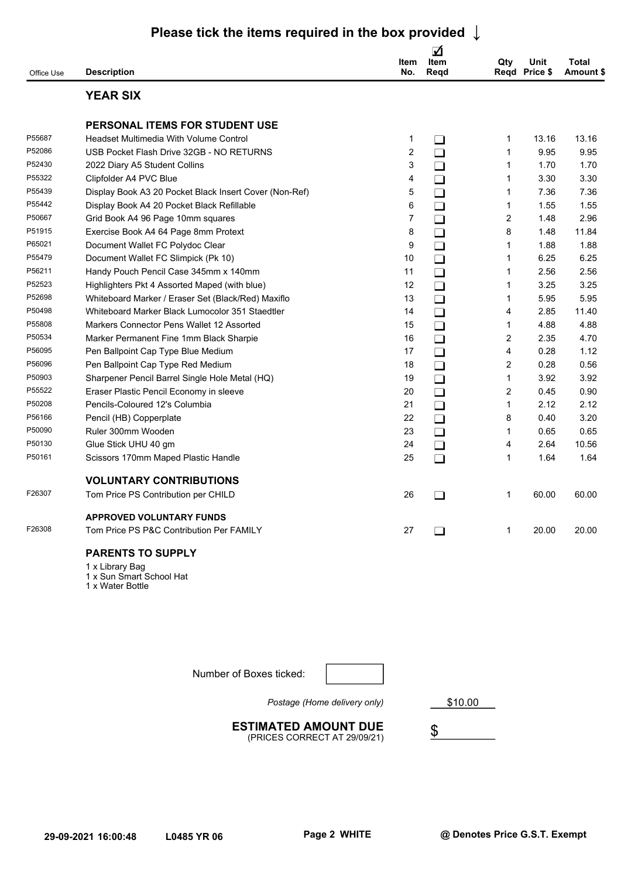**Please tick the items required in the box provided ↓**

| Office Use | Description | Item No. | ☑ Item Reqd | Qty Reqd | Unit Price $ | Total Amount $ |
|---|---|---|---|---|---|---|
| | **YEAR SIX** | | | | | |
| | **PERSONAL ITEMS FOR STUDENT USE** | | | | | |
| P55687 | Headset Multimedia With Volume Control | 1 | ❑ | 1 | 13.16 | 13.16 |
| P52086 | USB Pocket Flash Drive 32GB - NO RETURNS | 2 | ❑ | 1 | 9.95 | 9.95 |
| P52430 | 2022 Diary A5 Student Collins | 3 | ❑ | 1 | 1.70 | 1.70 |
| P55322 | Clipfolder A4 PVC Blue | 4 | ❑ | 1 | 3.30 | 3.30 |
| P55439 | Display Book A3 20 Pocket Black Insert Cover (Non-Ref) | 5 | ❑ | 1 | 7.36 | 7.36 |
| P55442 | Display Book A4 20 Pocket Black Refillable | 6 | ❑ | 1 | 1.55 | 1.55 |
| P50667 | Grid Book A4 96 Page 10mm squares | 7 | ❑ | 2 | 1.48 | 2.96 |
| P51915 | Exercise Book A4 64 Page 8mm Protext | 8 | ❑ | 8 | 1.48 | 11.84 |
| P65021 | Document Wallet FC Polydoc Clear | 9 | ❑ | 1 | 1.88 | 1.88 |
| P55479 | Document Wallet FC Slimpick (Pk 10) | 10 | ❑ | 1 | 6.25 | 6.25 |
| P56211 | Handy Pouch Pencil Case 345mm x 140mm | 11 | ❑ | 1 | 2.56 | 2.56 |
| P52523 | Highlighters Pkt 4 Assorted Maped (with blue) | 12 | ❑ | 1 | 3.25 | 3.25 |
| P52698 | Whiteboard Marker / Eraser Set (Black/Red) Maxiflo | 13 | ❑ | 1 | 5.95 | 5.95 |
| P50498 | Whiteboard Marker Black Lumocolor 351 Staedtler | 14 | ❑ | 4 | 2.85 | 11.40 |
| P55808 | Markers Connector Pens Wallet 12 Assorted | 15 | ❑ | 1 | 4.88 | 4.88 |
| P50534 | Marker Permanent Fine 1mm Black Sharpie | 16 | ❑ | 2 | 2.35 | 4.70 |
| P56095 | Pen Ballpoint Cap Type Blue Medium | 17 | ❑ | 4 | 0.28 | 1.12 |
| P56096 | Pen Ballpoint Cap Type Red Medium | 18 | ❑ | 2 | 0.28 | 0.56 |
| P50903 | Sharpener Pencil Barrel Single Hole Metal (HQ) | 19 | ❑ | 1 | 3.92 | 3.92 |
| P55522 | Eraser Plastic Pencil Economy in sleeve | 20 | ❑ | 2 | 0.45 | 0.90 |
| P50208 | Pencils-Coloured 12's Columbia | 21 | ❑ | 1 | 2.12 | 2.12 |
| P56166 | Pencil (HB) Copperplate | 22 | ❑ | 8 | 0.40 | 3.20 |
| P50090 | Ruler 300mm Wooden | 23 | ❑ | 1 | 0.65 | 0.65 |
| P50130 | Glue Stick UHU 40 gm | 24 | ❑ | 4 | 2.64 | 10.56 |
| P50161 | Scissors 170mm Maped Plastic Handle | 25 | ❑ | 1 | 1.64 | 1.64 |
| | **VOLUNTARY CONTRIBUTIONS** | | | | | |
| F26307 | Tom Price PS Contribution per CHILD | 26 | ❑ | 1 | 60.00 | 60.00 |
| | **APPROVED VOLUNTARY FUNDS** | | | | | |
| F26308 | Tom Price PS P&C Contribution Per FAMILY | 27 | ❑ | 1 | 20.00 | 20.00 |

**PARENTS TO SUPPLY**

1 x Library Bag
1 x Sun Smart School Hat
1 x Water Bottle

Number of Boxes ticked: ______

*Postage (Home delivery only)* $10.00

**ESTIMATED AMOUNT DUE** $ ______
(PRICES CORRECT AT 29/09/21)

29-09-2021 16:00:48 L0485 YR 06 Page 2 WHITE @ Denotes Price G.S.T. Exempt